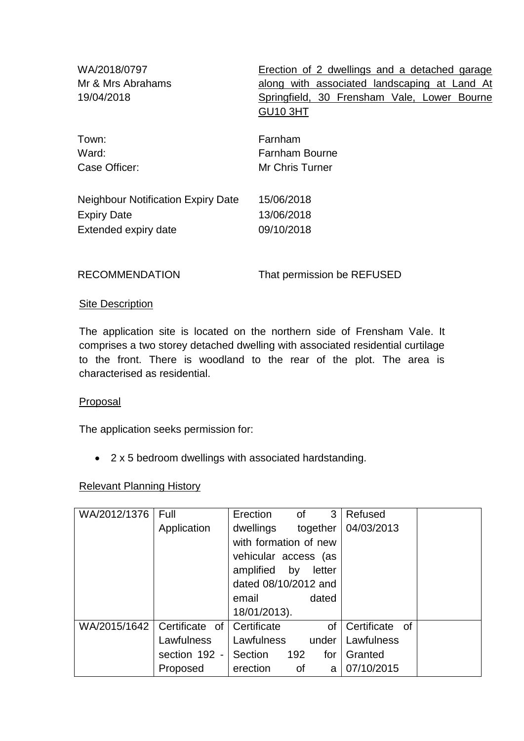| | |
|---|---|
| WA/2018/0797<br>Mr & Mrs Abrahams<br>19/04/2018 | Erection of 2 dwellings and a detached garage along with associated landscaping at Land At Springfield, 30 Frensham Vale, Lower Bourne GU10 3HT |
| Town: | Farnham |
| Ward: | Farnham Bourne |
| Case Officer: | Mr Chris Turner |
| Neighbour Notification Expiry Date | 15/06/2018 |
| Expiry Date | 13/06/2018 |
| Extended expiry date | 09/10/2018 |

RECOMMENDATION That permission be REFUSED

## Site Description

The application site is located on the northern side of Frensham Vale. It comprises a two storey detached dwelling with associated residential curtilage to the front. There is woodland to the rear of the plot. The area is characterised as residential.

## Proposal

The application seeks permission for:

- 2 x 5 bedroom dwellings with associated hardstanding.

## Relevant Planning History

| | | | | |
|---|---|---|---|---|
| WA/2012/1376 | Full Application | Erection of 3 dwellings together with formation of new vehicular access (as amplified by letter dated 08/10/2012 and email dated 18/01/2013). | Refused 04/03/2013 | |
| WA/2015/1642 | Certificate of Lawfulness section 192 - Proposed | Certificate of Lawfulness under Section 192 for erection of a | Certificate of Lawfulness Granted 07/10/2015 | |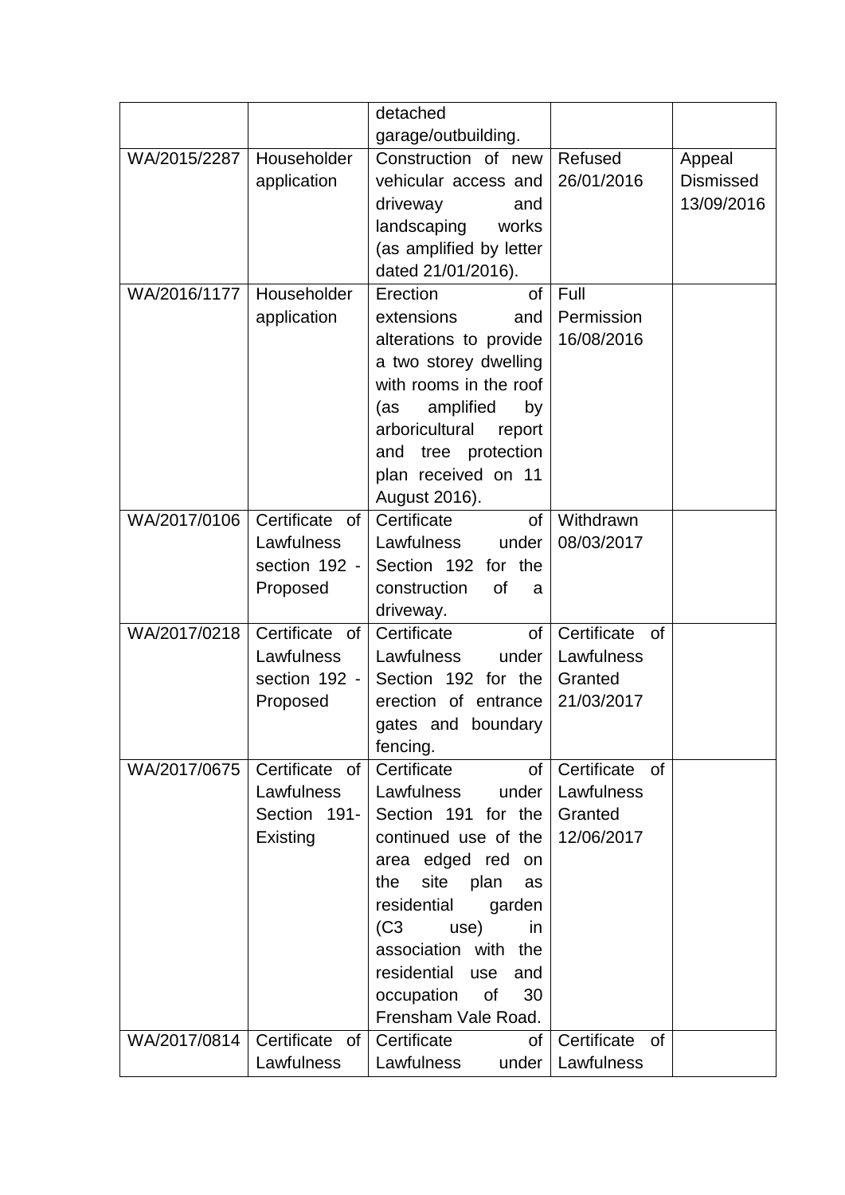| | | | | |
|---|---|---|---|---|
| | | detached garage/outbuilding. | | |
| WA/2015/2287 | Householder application | Construction of new vehicular access and driveway and landscaping works (as amplified by letter dated 21/01/2016). | Refused 26/01/2016 | Appeal Dismissed 13/09/2016 |
| WA/2016/1177 | Householder application | Erection of extensions and alterations to provide a two storey dwelling with rooms in the roof (as amplified by arboricultural report and tree protection plan received on 11 August 2016). | Full Permission 16/08/2016 | |
| WA/2017/0106 | Certificate of Lawfulness section 192 - Proposed | Certificate of Lawfulness under Section 192 for the construction of a driveway. | Withdrawn 08/03/2017 | |
| WA/2017/0218 | Certificate of Lawfulness section 192 - Proposed | Certificate of Lawfulness under Section 192 for the erection of entrance gates and boundary fencing. | Certificate of Lawfulness Granted 21/03/2017 | |
| WA/2017/0675 | Certificate of Lawfulness Section 191- Existing | Certificate of Lawfulness under Section 191 for the continued use of the area edged red on the site plan as residential garden (C3 use) in association with the residential use and occupation of 30 Frensham Vale Road. | Certificate of Lawfulness Granted 12/06/2017 | |
| WA/2017/0814 | Certificate of Lawfulness | Certificate of Lawfulness under | Certificate of Lawfulness | |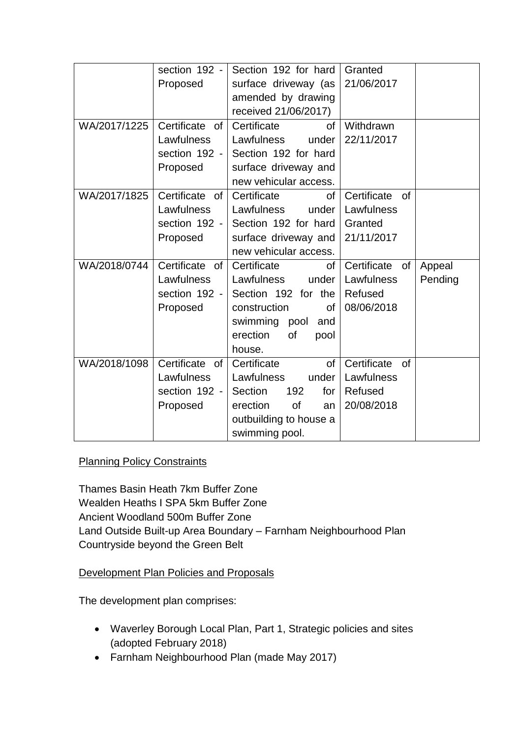|  | section 192 - Proposed | Section 192 for hard surface driveway (as amended by drawing received 21/06/2017) | Granted 21/06/2017 |  |
| --- | --- | --- | --- | --- |
| WA/2017/1225 | Certificate of Lawfulness section 192 - Proposed | Certificate of Lawfulness under Section 192 for hard surface driveway and new vehicular access. | Withdrawn 22/11/2017 |  |
| WA/2017/1825 | Certificate of Lawfulness section 192 - Proposed | Certificate of Lawfulness under Section 192 for hard surface driveway and new vehicular access. | Certificate of Lawfulness Granted 21/11/2017 |  |
| WA/2018/0744 | Certificate of Lawfulness section 192 - Proposed | Certificate of Lawfulness under Section 192 for the construction of swimming pool and erection of pool house. | Certificate of Lawfulness Refused 08/06/2018 | Appeal Pending |
| WA/2018/1098 | Certificate of Lawfulness section 192 - Proposed | Certificate of Lawfulness under Section 192 for erection of an outbuilding to house a swimming pool. | Certificate of Lawfulness Refused 20/08/2018 |  |

<u>Planning Policy Constraints</u>

Thames Basin Heath 7km Buffer Zone
Wealden Heaths I SPA 5km Buffer Zone
Ancient Woodland 500m Buffer Zone
Land Outside Built-up Area Boundary – Farnham Neighbourhood Plan
Countryside beyond the Green Belt

<u>Development Plan Policies and Proposals</u>

The development plan comprises:

- Waverley Borough Local Plan, Part 1, Strategic policies and sites (adopted February 2018)
- Farnham Neighbourhood Plan (made May 2017)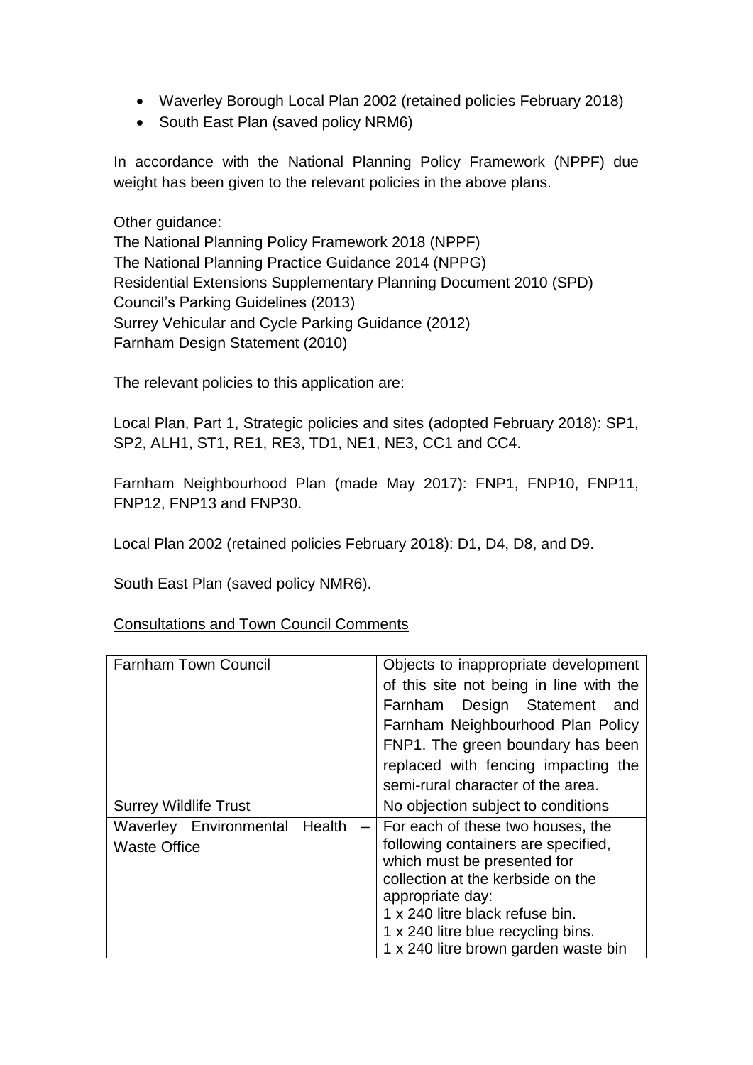- Waverley Borough Local Plan 2002 (retained policies February 2018)
- South East Plan (saved policy NRM6)

In accordance with the National Planning Policy Framework (NPPF) due weight has been given to the relevant policies in the above plans.

Other guidance:
The National Planning Policy Framework 2018 (NPPF)
The National Planning Practice Guidance 2014 (NPPG)
Residential Extensions Supplementary Planning Document 2010 (SPD)
Council's Parking Guidelines (2013)
Surrey Vehicular and Cycle Parking Guidance (2012)
Farnham Design Statement (2010)

The relevant policies to this application are:

Local Plan, Part 1, Strategic policies and sites (adopted February 2018): SP1, SP2, ALH1, ST1, RE1, RE3, TD1, NE1, NE3, CC1 and CC4.

Farnham Neighbourhood Plan (made May 2017): FNP1, FNP10, FNP11, FNP12, FNP13 and FNP30.

Local Plan 2002 (retained policies February 2018): D1, D4, D8, and D9.

South East Plan (saved policy NMR6).

<u>Consultations and Town Council Comments</u>

| | |
|---|---|
| Farnham Town Council | Objects to inappropriate development of this site not being in line with the Farnham Design Statement and Farnham Neighbourhood Plan Policy FNP1. The green boundary has been replaced with fencing impacting the semi-rural character of the area. |
| Surrey Wildlife Trust | No objection subject to conditions |
| Waverley Environmental Health – Waste Office | For each of these two houses, the following containers are specified, which must be presented for collection at the kerbside on the appropriate day:<br>1 x 240 litre black refuse bin.<br>1 x 240 litre blue recycling bins.<br>1 x 240 litre brown garden waste bin |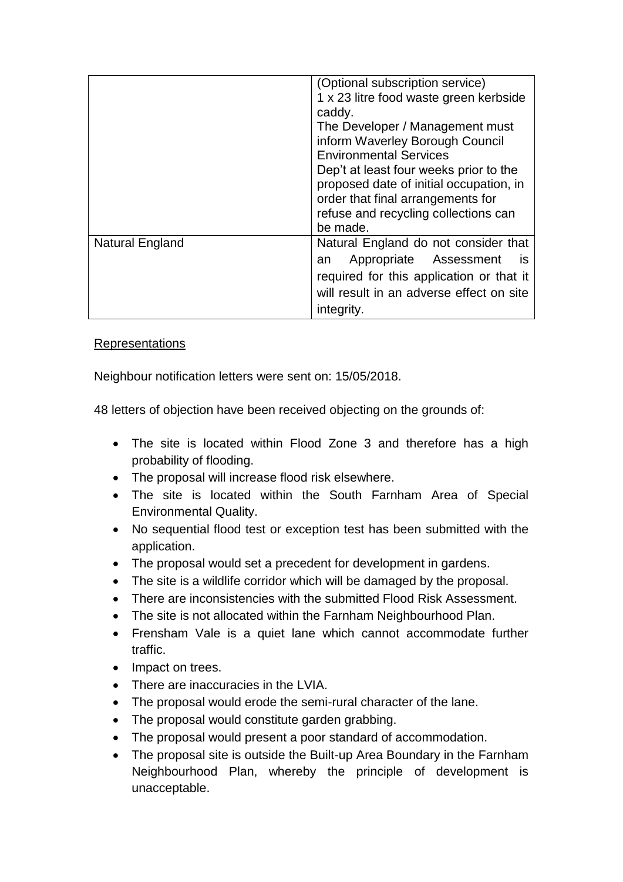| | |
|---|---|
| | (Optional subscription service)<br>1 x 23 litre food waste green kerbside caddy.<br>The Developer / Management must inform Waverley Borough Council Environmental Services Dep't at least four weeks prior to the proposed date of initial occupation, in order that final arrangements for refuse and recycling collections can be made. |
| Natural England | Natural England do not consider that an Appropriate Assessment is required for this application or that it will result in an adverse effect on site integrity. |

Representations

Neighbour notification letters were sent on: 15/05/2018.

48 letters of objection have been received objecting on the grounds of:

- The site is located within Flood Zone 3 and therefore has a high probability of flooding.
- The proposal will increase flood risk elsewhere.
- The site is located within the South Farnham Area of Special Environmental Quality.
- No sequential flood test or exception test has been submitted with the application.
- The proposal would set a precedent for development in gardens.
- The site is a wildlife corridor which will be damaged by the proposal.
- There are inconsistencies with the submitted Flood Risk Assessment.
- The site is not allocated within the Farnham Neighbourhood Plan.
- Frensham Vale is a quiet lane which cannot accommodate further traffic.
- Impact on trees.
- There are inaccuracies in the LVIA.
- The proposal would erode the semi-rural character of the lane.
- The proposal would constitute garden grabbing.
- The proposal would present a poor standard of accommodation.
- The proposal site is outside the Built-up Area Boundary in the Farnham Neighbourhood Plan, whereby the principle of development is unacceptable.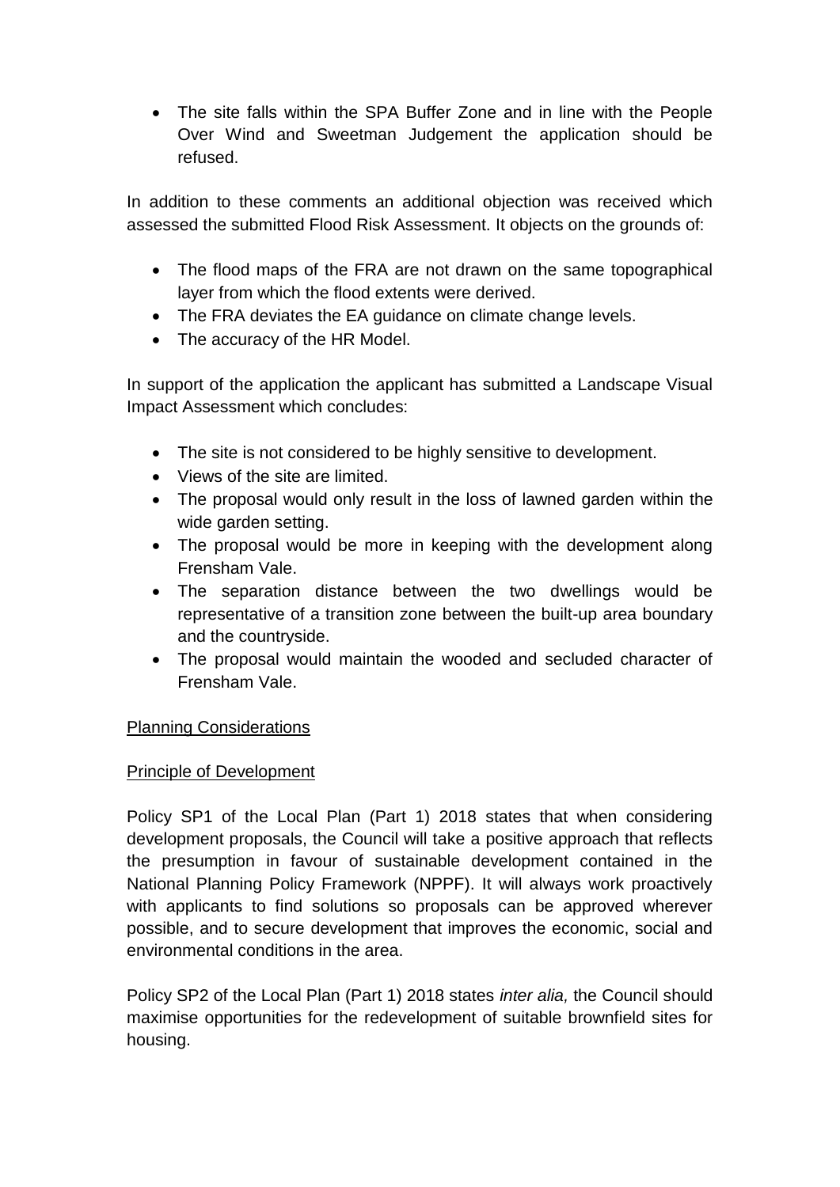- The site falls within the SPA Buffer Zone and in line with the People Over Wind and Sweetman Judgement the application should be refused.

In addition to these comments an additional objection was received which assessed the submitted Flood Risk Assessment. It objects on the grounds of:

- The flood maps of the FRA are not drawn on the same topographical layer from which the flood extents were derived.
- The FRA deviates the EA guidance on climate change levels.
- The accuracy of the HR Model.

In support of the application the applicant has submitted a Landscape Visual Impact Assessment which concludes:

- The site is not considered to be highly sensitive to development.
- Views of the site are limited.
- The proposal would only result in the loss of lawned garden within the wide garden setting.
- The proposal would be more in keeping with the development along Frensham Vale.
- The separation distance between the two dwellings would be representative of a transition zone between the built-up area boundary and the countryside.
- The proposal would maintain the wooded and secluded character of Frensham Vale.

<u>Planning Considerations</u>

<u>Principle of Development</u>

Policy SP1 of the Local Plan (Part 1) 2018 states that when considering development proposals, the Council will take a positive approach that reflects the presumption in favour of sustainable development contained in the National Planning Policy Framework (NPPF). It will always work proactively with applicants to find solutions so proposals can be approved wherever possible, and to secure development that improves the economic, social and environmental conditions in the area.

Policy SP2 of the Local Plan (Part 1) 2018 states *inter alia,* the Council should maximise opportunities for the redevelopment of suitable brownfield sites for housing.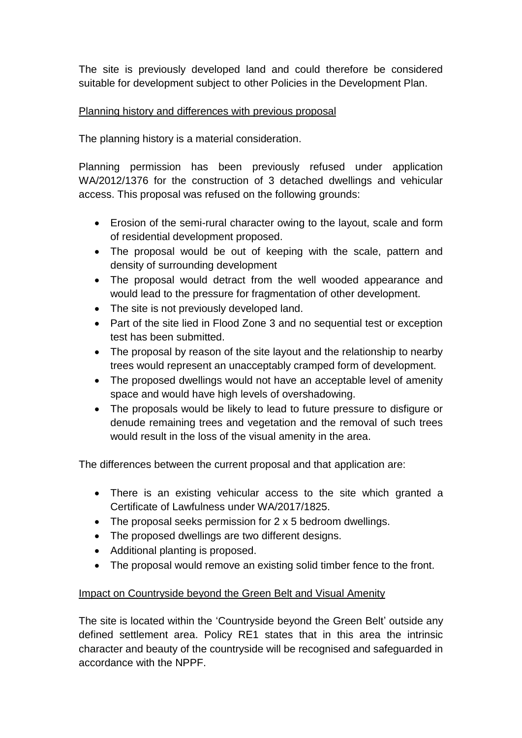The site is previously developed land and could therefore be considered suitable for development subject to other Policies in the Development Plan.

<u>Planning history and differences with previous proposal</u>

The planning history is a material consideration.

Planning permission has been previously refused under application WA/2012/1376 for the construction of 3 detached dwellings and vehicular access. This proposal was refused on the following grounds:

- Erosion of the semi-rural character owing to the layout, scale and form of residential development proposed.
- The proposal would be out of keeping with the scale, pattern and density of surrounding development
- The proposal would detract from the well wooded appearance and would lead to the pressure for fragmentation of other development.
- The site is not previously developed land.
- Part of the site lied in Flood Zone 3 and no sequential test or exception test has been submitted.
- The proposal by reason of the site layout and the relationship to nearby trees would represent an unacceptably cramped form of development.
- The proposed dwellings would not have an acceptable level of amenity space and would have high levels of overshadowing.
- The proposals would be likely to lead to future pressure to disfigure or denude remaining trees and vegetation and the removal of such trees would result in the loss of the visual amenity in the area.

The differences between the current proposal and that application are:

- There is an existing vehicular access to the site which granted a Certificate of Lawfulness under WA/2017/1825.
- The proposal seeks permission for 2 x 5 bedroom dwellings.
- The proposed dwellings are two different designs.
- Additional planting is proposed.
- The proposal would remove an existing solid timber fence to the front.

<u>Impact on Countryside beyond the Green Belt and Visual Amenity</u>

The site is located within the 'Countryside beyond the Green Belt' outside any defined settlement area. Policy RE1 states that in this area the intrinsic character and beauty of the countryside will be recognised and safeguarded in accordance with the NPPF.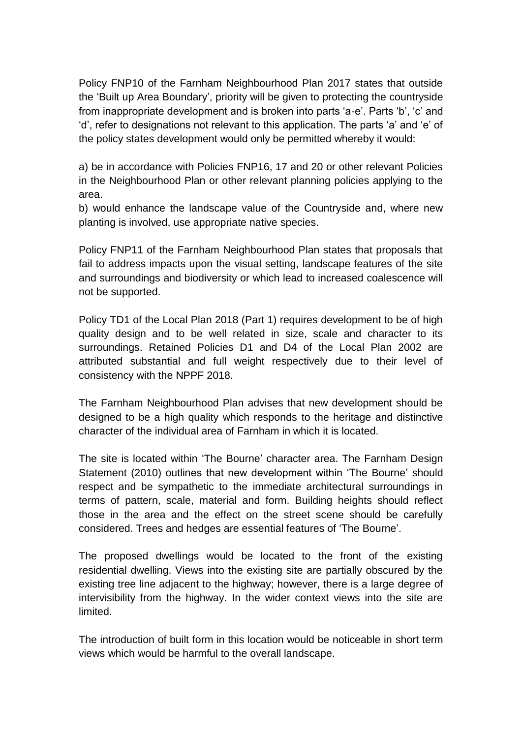Policy FNP10 of the Farnham Neighbourhood Plan 2017 states that outside the 'Built up Area Boundary', priority will be given to protecting the countryside from inappropriate development and is broken into parts 'a-e'. Parts 'b', 'c' and 'd', refer to designations not relevant to this application. The parts 'a' and 'e' of the policy states development would only be permitted whereby it would:

a) be in accordance with Policies FNP16, 17 and 20 or other relevant Policies in the Neighbourhood Plan or other relevant planning policies applying to the area.
b) would enhance the landscape value of the Countryside and, where new planting is involved, use appropriate native species.

Policy FNP11 of the Farnham Neighbourhood Plan states that proposals that fail to address impacts upon the visual setting, landscape features of the site and surroundings and biodiversity or which lead to increased coalescence will not be supported.

Policy TD1 of the Local Plan 2018 (Part 1) requires development to be of high quality design and to be well related in size, scale and character to its surroundings. Retained Policies D1 and D4 of the Local Plan 2002 are attributed substantial and full weight respectively due to their level of consistency with the NPPF 2018.

The Farnham Neighbourhood Plan advises that new development should be designed to be a high quality which responds to the heritage and distinctive character of the individual area of Farnham in which it is located.

The site is located within 'The Bourne' character area. The Farnham Design Statement (2010) outlines that new development within 'The Bourne' should respect and be sympathetic to the immediate architectural surroundings in terms of pattern, scale, material and form. Building heights should reflect those in the area and the effect on the street scene should be carefully considered. Trees and hedges are essential features of 'The Bourne'.

The proposed dwellings would be located to the front of the existing residential dwelling. Views into the existing site are partially obscured by the existing tree line adjacent to the highway; however, there is a large degree of intervisibility from the highway. In the wider context views into the site are limited.

The introduction of built form in this location would be noticeable in short term views which would be harmful to the overall landscape.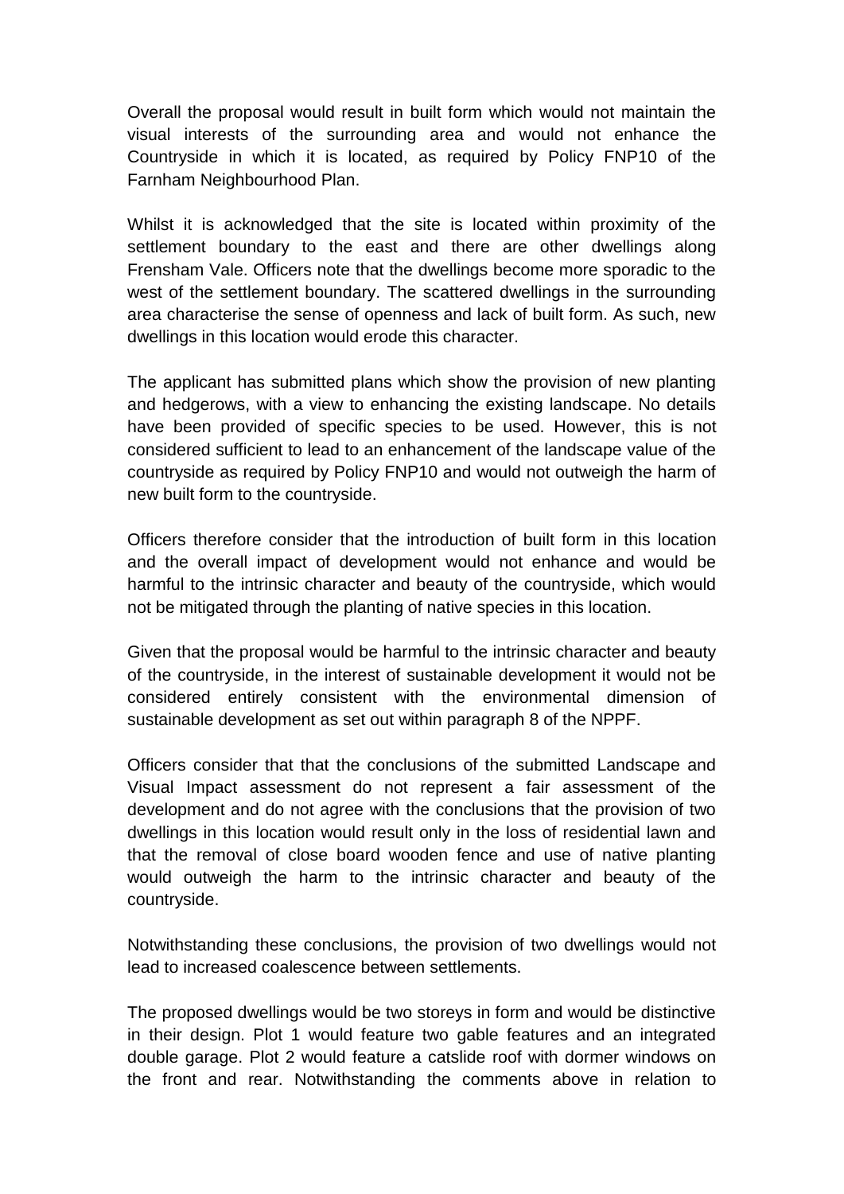Overall the proposal would result in built form which would not maintain the visual interests of the surrounding area and would not enhance the Countryside in which it is located, as required by Policy FNP10 of the Farnham Neighbourhood Plan.

Whilst it is acknowledged that the site is located within proximity of the settlement boundary to the east and there are other dwellings along Frensham Vale. Officers note that the dwellings become more sporadic to the west of the settlement boundary. The scattered dwellings in the surrounding area characterise the sense of openness and lack of built form. As such, new dwellings in this location would erode this character.

The applicant has submitted plans which show the provision of new planting and hedgerows, with a view to enhancing the existing landscape. No details have been provided of specific species to be used. However, this is not considered sufficient to lead to an enhancement of the landscape value of the countryside as required by Policy FNP10 and would not outweigh the harm of new built form to the countryside.

Officers therefore consider that the introduction of built form in this location and the overall impact of development would not enhance and would be harmful to the intrinsic character and beauty of the countryside, which would not be mitigated through the planting of native species in this location.

Given that the proposal would be harmful to the intrinsic character and beauty of the countryside, in the interest of sustainable development it would not be considered entirely consistent with the environmental dimension of sustainable development as set out within paragraph 8 of the NPPF.

Officers consider that that the conclusions of the submitted Landscape and Visual Impact assessment do not represent a fair assessment of the development and do not agree with the conclusions that the provision of two dwellings in this location would result only in the loss of residential lawn and that the removal of close board wooden fence and use of native planting would outweigh the harm to the intrinsic character and beauty of the countryside.

Notwithstanding these conclusions, the provision of two dwellings would not lead to increased coalescence between settlements.

The proposed dwellings would be two storeys in form and would be distinctive in their design. Plot 1 would feature two gable features and an integrated double garage. Plot 2 would feature a catslide roof with dormer windows on the front and rear. Notwithstanding the comments above in relation to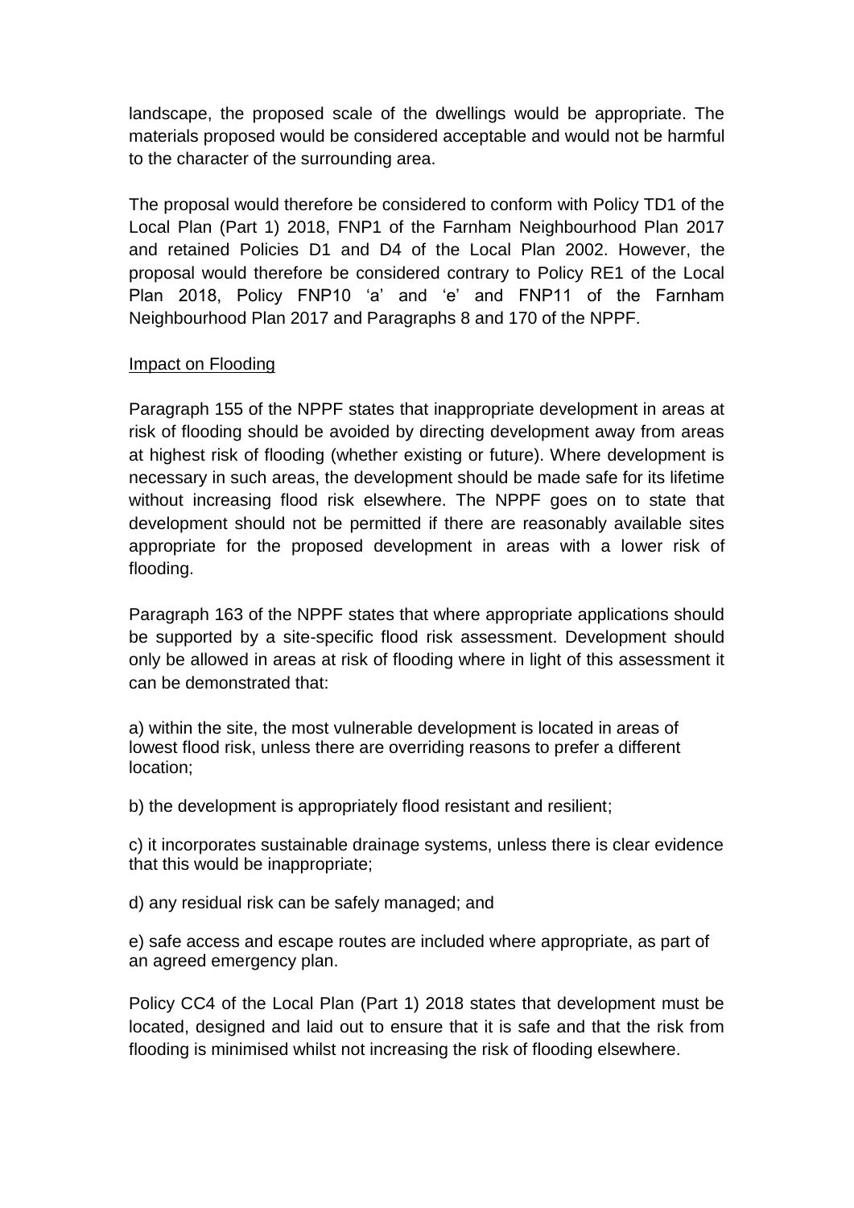landscape, the proposed scale of the dwellings would be appropriate. The materials proposed would be considered acceptable and would not be harmful to the character of the surrounding area.

The proposal would therefore be considered to conform with Policy TD1 of the Local Plan (Part 1) 2018, FNP1 of the Farnham Neighbourhood Plan 2017 and retained Policies D1 and D4 of the Local Plan 2002. However, the proposal would therefore be considered contrary to Policy RE1 of the Local Plan 2018, Policy FNP10 'a' and 'e' and FNP11 of the Farnham Neighbourhood Plan 2017 and Paragraphs 8 and 170 of the NPPF.

<u>Impact on Flooding</u>

Paragraph 155 of the NPPF states that inappropriate development in areas at risk of flooding should be avoided by directing development away from areas at highest risk of flooding (whether existing or future). Where development is necessary in such areas, the development should be made safe for its lifetime without increasing flood risk elsewhere. The NPPF goes on to state that development should not be permitted if there are reasonably available sites appropriate for the proposed development in areas with a lower risk of flooding.

Paragraph 163 of the NPPF states that where appropriate applications should be supported by a site-specific flood risk assessment. Development should only be allowed in areas at risk of flooding where in light of this assessment it can be demonstrated that:

a) within the site, the most vulnerable development is located in areas of lowest flood risk, unless there are overriding reasons to prefer a different location;

b) the development is appropriately flood resistant and resilient;

c) it incorporates sustainable drainage systems, unless there is clear evidence that this would be inappropriate;

d) any residual risk can be safely managed; and

e) safe access and escape routes are included where appropriate, as part of an agreed emergency plan.

Policy CC4 of the Local Plan (Part 1) 2018 states that development must be located, designed and laid out to ensure that it is safe and that the risk from flooding is minimised whilst not increasing the risk of flooding elsewhere.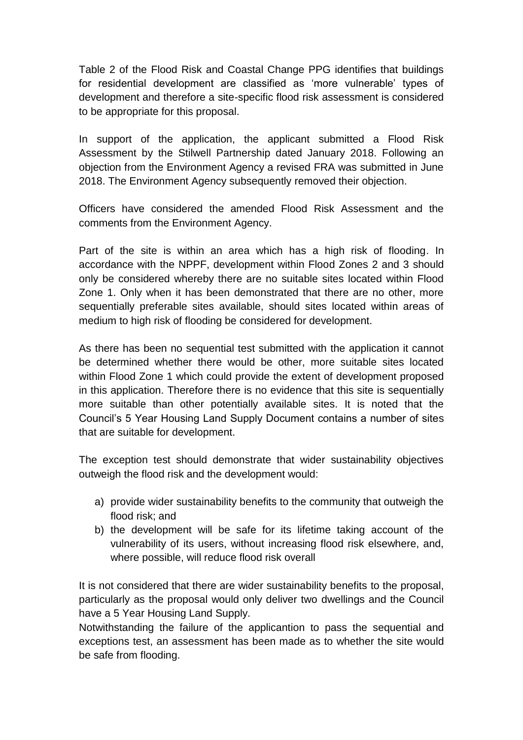Table 2 of the Flood Risk and Coastal Change PPG identifies that buildings for residential development are classified as 'more vulnerable' types of development and therefore a site-specific flood risk assessment is considered to be appropriate for this proposal.

In support of the application, the applicant submitted a Flood Risk Assessment by the Stilwell Partnership dated January 2018. Following an objection from the Environment Agency a revised FRA was submitted in June 2018. The Environment Agency subsequently removed their objection.

Officers have considered the amended Flood Risk Assessment and the comments from the Environment Agency.

Part of the site is within an area which has a high risk of flooding. In accordance with the NPPF, development within Flood Zones 2 and 3 should only be considered whereby there are no suitable sites located within Flood Zone 1. Only when it has been demonstrated that there are no other, more sequentially preferable sites available, should sites located within areas of medium to high risk of flooding be considered for development.

As there has been no sequential test submitted with the application it cannot be determined whether there would be other, more suitable sites located within Flood Zone 1 which could provide the extent of development proposed in this application. Therefore there is no evidence that this site is sequentially more suitable than other potentially available sites. It is noted that the Council's 5 Year Housing Land Supply Document contains a number of sites that are suitable for development.

The exception test should demonstrate that wider sustainability objectives outweigh the flood risk and the development would:

a) provide wider sustainability benefits to the community that outweigh the flood risk; and
b) the development will be safe for its lifetime taking account of the vulnerability of its users, without increasing flood risk elsewhere, and, where possible, will reduce flood risk overall

It is not considered that there are wider sustainability benefits to the proposal, particularly as the proposal would only deliver two dwellings and the Council have a 5 Year Housing Land Supply.
Notwithstanding the failure of the applicantion to pass the sequential and exceptions test, an assessment has been made as to whether the site would be safe from flooding.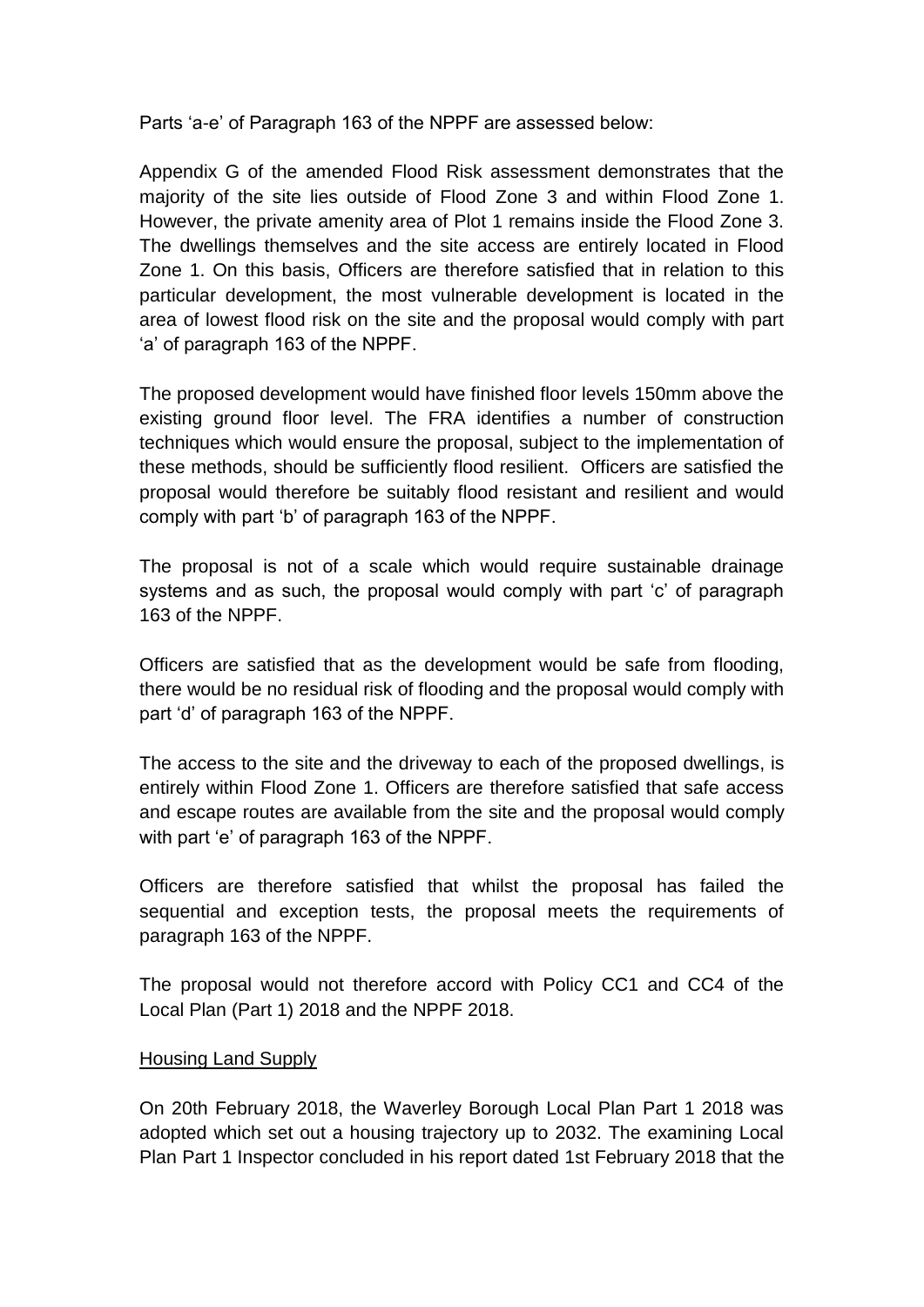Parts 'a-e' of Paragraph 163 of the NPPF are assessed below:

Appendix G of the amended Flood Risk assessment demonstrates that the majority of the site lies outside of Flood Zone 3 and within Flood Zone 1. However, the private amenity area of Plot 1 remains inside the Flood Zone 3. The dwellings themselves and the site access are entirely located in Flood Zone 1. On this basis, Officers are therefore satisfied that in relation to this particular development, the most vulnerable development is located in the area of lowest flood risk on the site and the proposal would comply with part 'a' of paragraph 163 of the NPPF.

The proposed development would have finished floor levels 150mm above the existing ground floor level. The FRA identifies a number of construction techniques which would ensure the proposal, subject to the implementation of these methods, should be sufficiently flood resilient. Officers are satisfied the proposal would therefore be suitably flood resistant and resilient and would comply with part 'b' of paragraph 163 of the NPPF.

The proposal is not of a scale which would require sustainable drainage systems and as such, the proposal would comply with part 'c' of paragraph 163 of the NPPF.

Officers are satisfied that as the development would be safe from flooding, there would be no residual risk of flooding and the proposal would comply with part 'd' of paragraph 163 of the NPPF.

The access to the site and the driveway to each of the proposed dwellings, is entirely within Flood Zone 1. Officers are therefore satisfied that safe access and escape routes are available from the site and the proposal would comply with part 'e' of paragraph 163 of the NPPF.

Officers are therefore satisfied that whilst the proposal has failed the sequential and exception tests, the proposal meets the requirements of paragraph 163 of the NPPF.

The proposal would not therefore accord with Policy CC1 and CC4 of the Local Plan (Part 1) 2018 and the NPPF 2018.

Housing Land Supply

On 20th February 2018, the Waverley Borough Local Plan Part 1 2018 was adopted which set out a housing trajectory up to 2032. The examining Local Plan Part 1 Inspector concluded in his report dated 1st February 2018 that the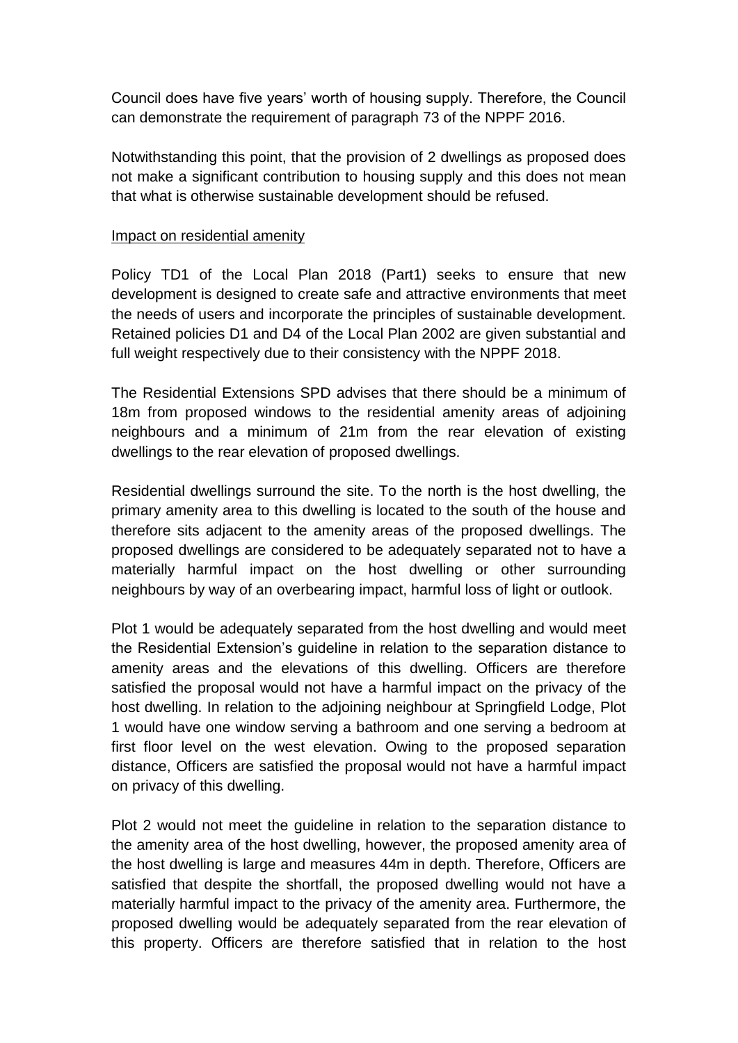Council does have five years' worth of housing supply. Therefore, the Council can demonstrate the requirement of paragraph 73 of the NPPF 2016.

Notwithstanding this point, that the provision of 2 dwellings as proposed does not make a significant contribution to housing supply and this does not mean that what is otherwise sustainable development should be refused.

Impact on residential amenity

Policy TD1 of the Local Plan 2018 (Part1) seeks to ensure that new development is designed to create safe and attractive environments that meet the needs of users and incorporate the principles of sustainable development. Retained policies D1 and D4 of the Local Plan 2002 are given substantial and full weight respectively due to their consistency with the NPPF 2018.

The Residential Extensions SPD advises that there should be a minimum of 18m from proposed windows to the residential amenity areas of adjoining neighbours and a minimum of 21m from the rear elevation of existing dwellings to the rear elevation of proposed dwellings.

Residential dwellings surround the site. To the north is the host dwelling, the primary amenity area to this dwelling is located to the south of the house and therefore sits adjacent to the amenity areas of the proposed dwellings. The proposed dwellings are considered to be adequately separated not to have a materially harmful impact on the host dwelling or other surrounding neighbours by way of an overbearing impact, harmful loss of light or outlook.

Plot 1 would be adequately separated from the host dwelling and would meet the Residential Extension's guideline in relation to the separation distance to amenity areas and the elevations of this dwelling. Officers are therefore satisfied the proposal would not have a harmful impact on the privacy of the host dwelling. In relation to the adjoining neighbour at Springfield Lodge, Plot 1 would have one window serving a bathroom and one serving a bedroom at first floor level on the west elevation. Owing to the proposed separation distance, Officers are satisfied the proposal would not have a harmful impact on privacy of this dwelling.

Plot 2 would not meet the guideline in relation to the separation distance to the amenity area of the host dwelling, however, the proposed amenity area of the host dwelling is large and measures 44m in depth. Therefore, Officers are satisfied that despite the shortfall, the proposed dwelling would not have a materially harmful impact to the privacy of the amenity area. Furthermore, the proposed dwelling would be adequately separated from the rear elevation of this property. Officers are therefore satisfied that in relation to the host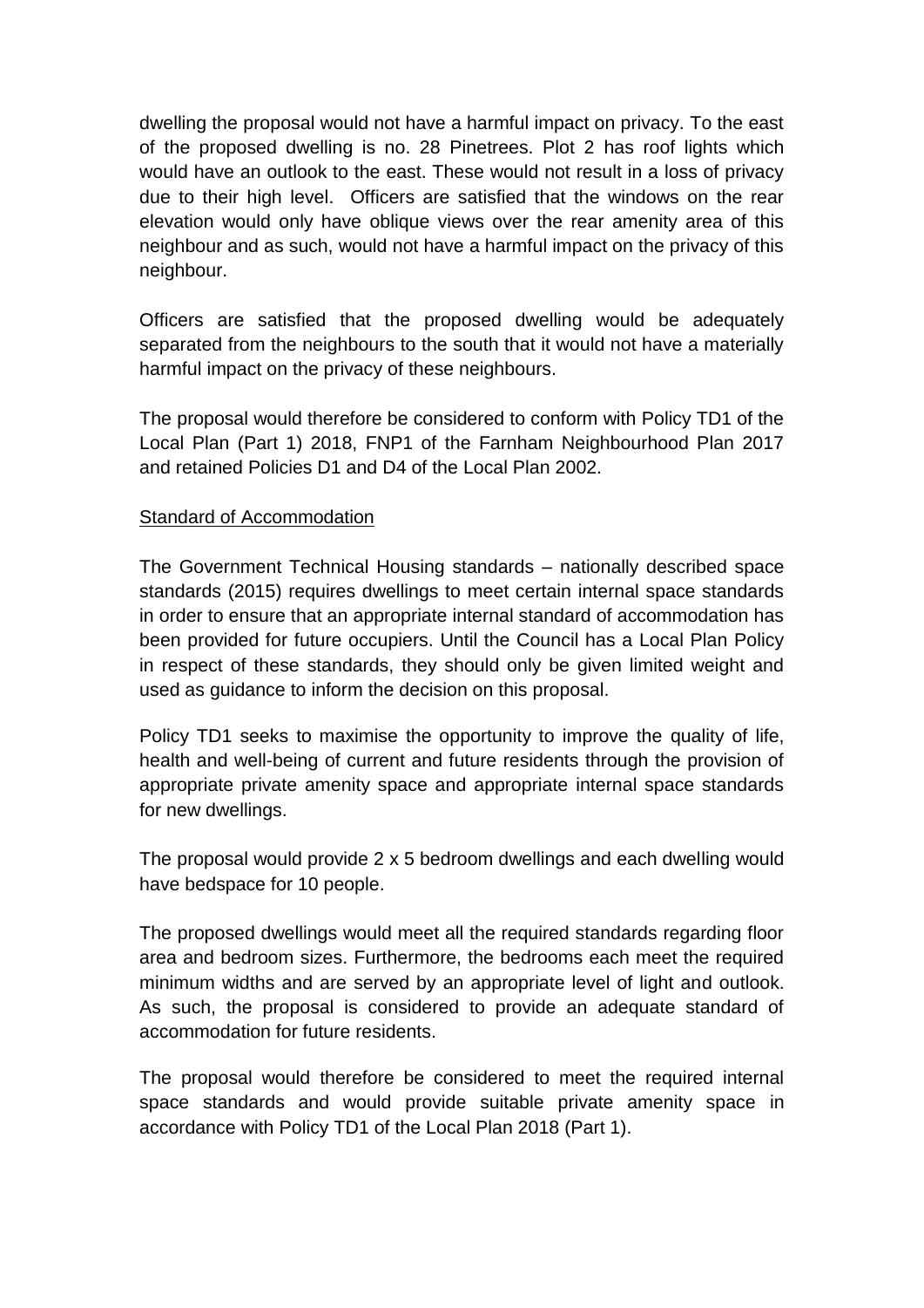dwelling the proposal would not have a harmful impact on privacy. To the east of the proposed dwelling is no. 28 Pinetrees. Plot 2 has roof lights which would have an outlook to the east. These would not result in a loss of privacy due to their high level. Officers are satisfied that the windows on the rear elevation would only have oblique views over the rear amenity area of this neighbour and as such, would not have a harmful impact on the privacy of this neighbour.

Officers are satisfied that the proposed dwelling would be adequately separated from the neighbours to the south that it would not have a materially harmful impact on the privacy of these neighbours.

The proposal would therefore be considered to conform with Policy TD1 of the Local Plan (Part 1) 2018, FNP1 of the Farnham Neighbourhood Plan 2017 and retained Policies D1 and D4 of the Local Plan 2002.

<u>Standard of Accommodation</u>

The Government Technical Housing standards – nationally described space standards (2015) requires dwellings to meet certain internal space standards in order to ensure that an appropriate internal standard of accommodation has been provided for future occupiers. Until the Council has a Local Plan Policy in respect of these standards, they should only be given limited weight and used as guidance to inform the decision on this proposal.

Policy TD1 seeks to maximise the opportunity to improve the quality of life, health and well-being of current and future residents through the provision of appropriate private amenity space and appropriate internal space standards for new dwellings.

The proposal would provide 2 x 5 bedroom dwellings and each dwelling would have bedspace for 10 people.

The proposed dwellings would meet all the required standards regarding floor area and bedroom sizes. Furthermore, the bedrooms each meet the required minimum widths and are served by an appropriate level of light and outlook. As such, the proposal is considered to provide an adequate standard of accommodation for future residents.

The proposal would therefore be considered to meet the required internal space standards and would provide suitable private amenity space in accordance with Policy TD1 of the Local Plan 2018 (Part 1).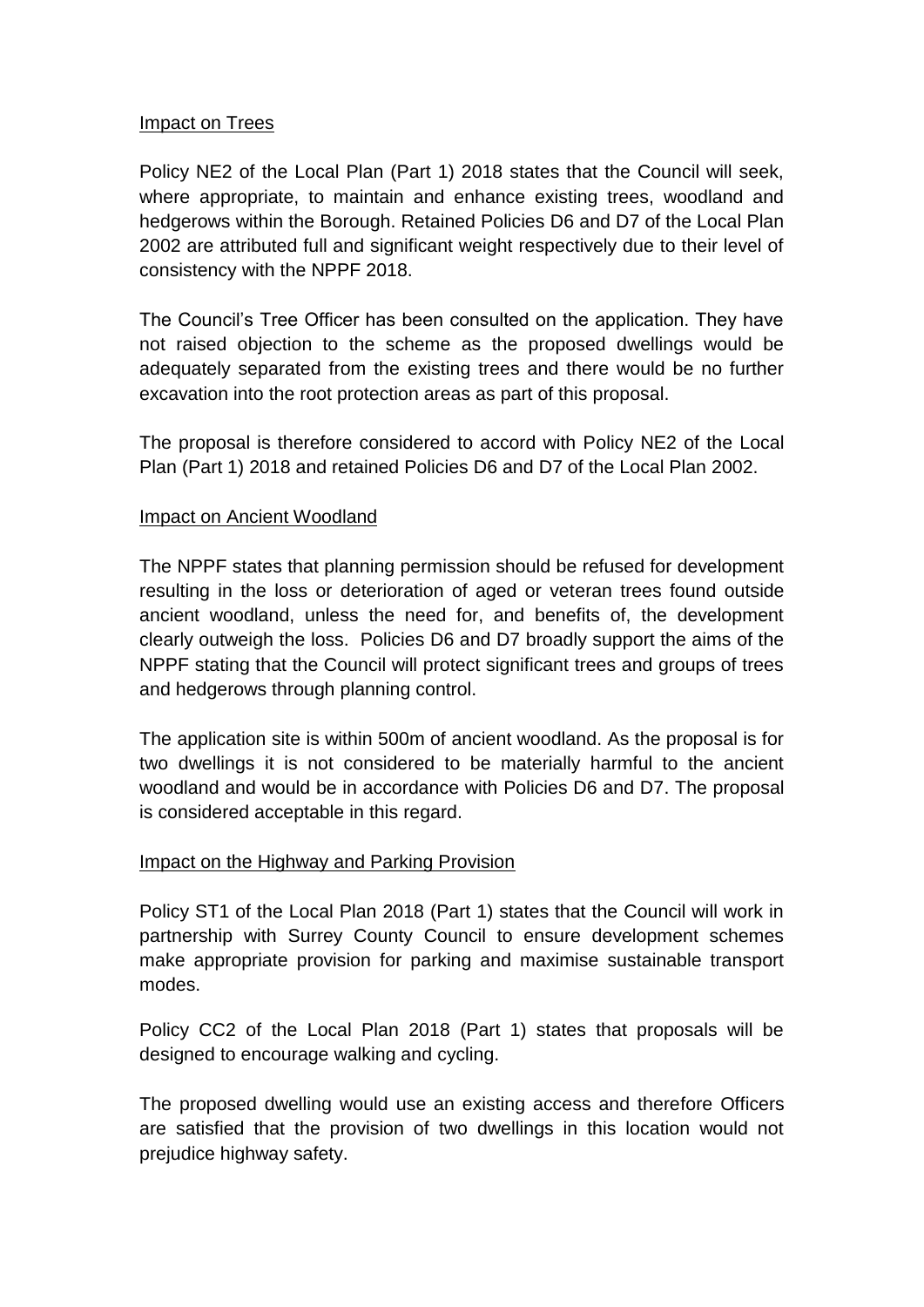Impact on Trees

Policy NE2 of the Local Plan (Part 1) 2018 states that the Council will seek, where appropriate, to maintain and enhance existing trees, woodland and hedgerows within the Borough. Retained Policies D6 and D7 of the Local Plan 2002 are attributed full and significant weight respectively due to their level of consistency with the NPPF 2018.

The Council's Tree Officer has been consulted on the application. They have not raised objection to the scheme as the proposed dwellings would be adequately separated from the existing trees and there would be no further excavation into the root protection areas as part of this proposal.

The proposal is therefore considered to accord with Policy NE2 of the Local Plan (Part 1) 2018 and retained Policies D6 and D7 of the Local Plan 2002.

Impact on Ancient Woodland

The NPPF states that planning permission should be refused for development resulting in the loss or deterioration of aged or veteran trees found outside ancient woodland, unless the need for, and benefits of, the development clearly outweigh the loss. Policies D6 and D7 broadly support the aims of the NPPF stating that the Council will protect significant trees and groups of trees and hedgerows through planning control.

The application site is within 500m of ancient woodland. As the proposal is for two dwellings it is not considered to be materially harmful to the ancient woodland and would be in accordance with Policies D6 and D7. The proposal is considered acceptable in this regard.

Impact on the Highway and Parking Provision

Policy ST1 of the Local Plan 2018 (Part 1) states that the Council will work in partnership with Surrey County Council to ensure development schemes make appropriate provision for parking and maximise sustainable transport modes.

Policy CC2 of the Local Plan 2018 (Part 1) states that proposals will be designed to encourage walking and cycling.

The proposed dwelling would use an existing access and therefore Officers are satisfied that the provision of two dwellings in this location would not prejudice highway safety.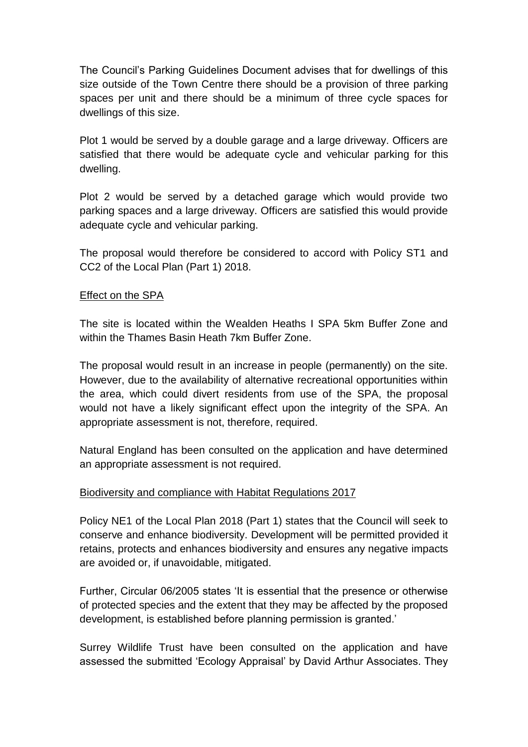The Council's Parking Guidelines Document advises that for dwellings of this size outside of the Town Centre there should be a provision of three parking spaces per unit and there should be a minimum of three cycle spaces for dwellings of this size.

Plot 1 would be served by a double garage and a large driveway. Officers are satisfied that there would be adequate cycle and vehicular parking for this dwelling.

Plot 2 would be served by a detached garage which would provide two parking spaces and a large driveway. Officers are satisfied this would provide adequate cycle and vehicular parking.

The proposal would therefore be considered to accord with Policy ST1 and CC2 of the Local Plan (Part 1) 2018.

<u>Effect on the SPA</u>

The site is located within the Wealden Heaths I SPA 5km Buffer Zone and within the Thames Basin Heath 7km Buffer Zone.

The proposal would result in an increase in people (permanently) on the site. However, due to the availability of alternative recreational opportunities within the area, which could divert residents from use of the SPA, the proposal would not have a likely significant effect upon the integrity of the SPA. An appropriate assessment is not, therefore, required.

Natural England has been consulted on the application and have determined an appropriate assessment is not required.

<u>Biodiversity and compliance with Habitat Regulations 2017</u>

Policy NE1 of the Local Plan 2018 (Part 1) states that the Council will seek to conserve and enhance biodiversity. Development will be permitted provided it retains, protects and enhances biodiversity and ensures any negative impacts are avoided or, if unavoidable, mitigated.

Further, Circular 06/2005 states 'It is essential that the presence or otherwise of protected species and the extent that they may be affected by the proposed development, is established before planning permission is granted.'

Surrey Wildlife Trust have been consulted on the application and have assessed the submitted 'Ecology Appraisal' by David Arthur Associates. They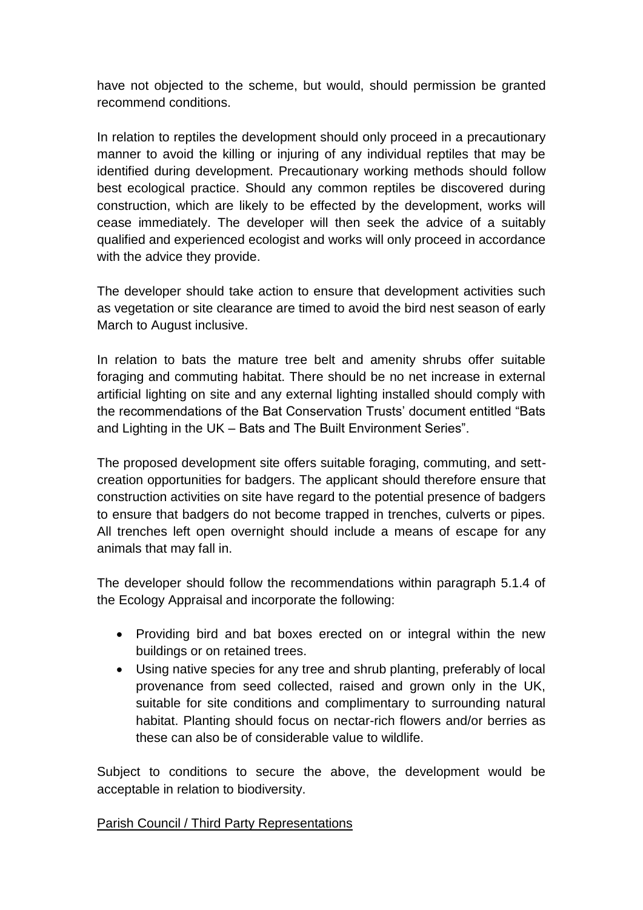have not objected to the scheme, but would, should permission be granted recommend conditions.

In relation to reptiles the development should only proceed in a precautionary manner to avoid the killing or injuring of any individual reptiles that may be identified during development. Precautionary working methods should follow best ecological practice. Should any common reptiles be discovered during construction, which are likely to be effected by the development, works will cease immediately. The developer will then seek the advice of a suitably qualified and experienced ecologist and works will only proceed in accordance with the advice they provide.

The developer should take action to ensure that development activities such as vegetation or site clearance are timed to avoid the bird nest season of early March to August inclusive.

In relation to bats the mature tree belt and amenity shrubs offer suitable foraging and commuting habitat. There should be no net increase in external artificial lighting on site and any external lighting installed should comply with the recommendations of the Bat Conservation Trusts' document entitled "Bats and Lighting in the UK – Bats and The Built Environment Series".

The proposed development site offers suitable foraging, commuting, and sett-creation opportunities for badgers. The applicant should therefore ensure that construction activities on site have regard to the potential presence of badgers to ensure that badgers do not become trapped in trenches, culverts or pipes. All trenches left open overnight should include a means of escape for any animals that may fall in.

The developer should follow the recommendations within paragraph 5.1.4 of the Ecology Appraisal and incorporate the following:

- Providing bird and bat boxes erected on or integral within the new buildings or on retained trees.
- Using native species for any tree and shrub planting, preferably of local provenance from seed collected, raised and grown only in the UK, suitable for site conditions and complimentary to surrounding natural habitat. Planting should focus on nectar-rich flowers and/or berries as these can also be of considerable value to wildlife.

Subject to conditions to secure the above, the development would be acceptable in relation to biodiversity.

<u>Parish Council / Third Party Representations</u>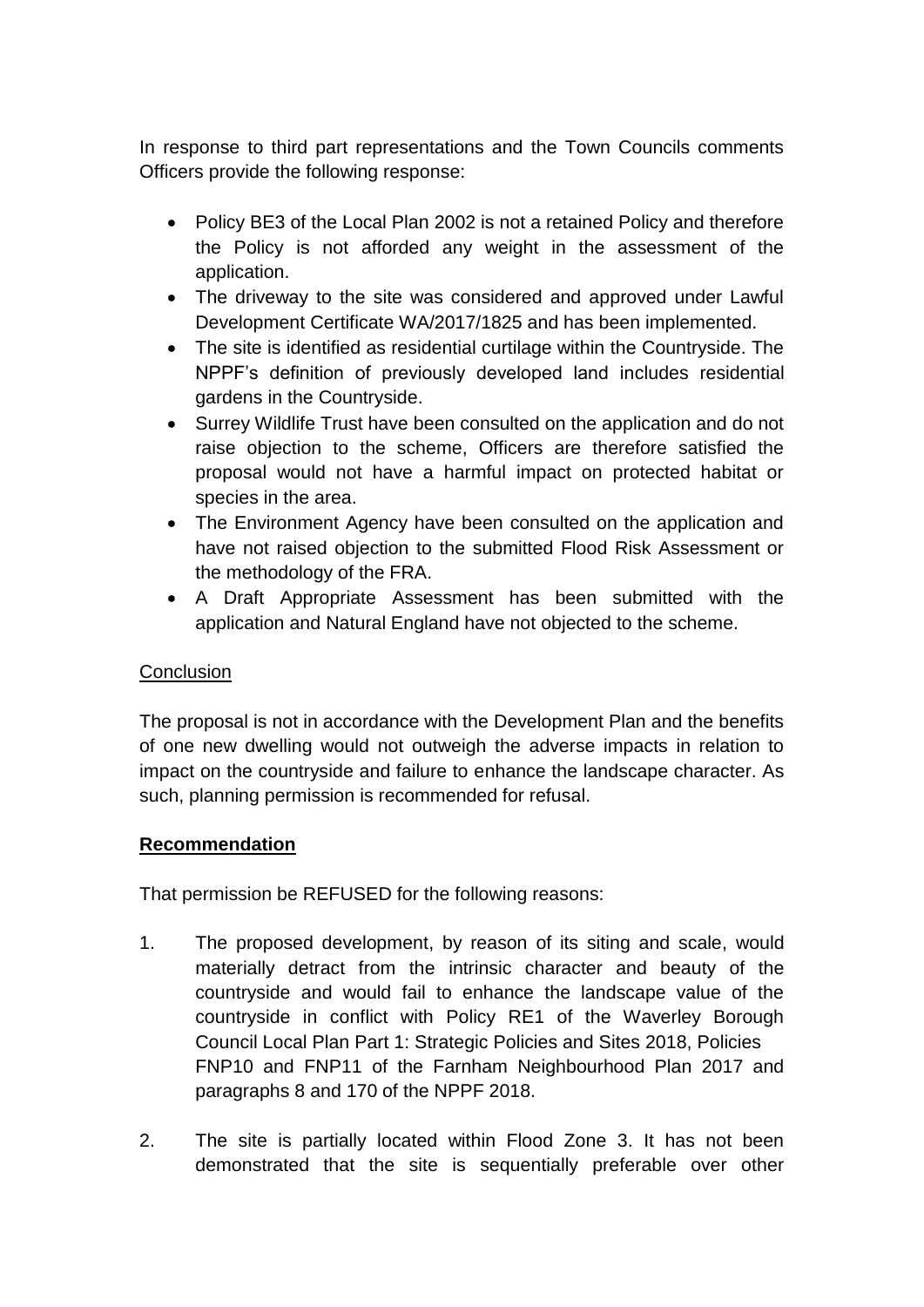In response to third part representations and the Town Councils comments Officers provide the following response:

- Policy BE3 of the Local Plan 2002 is not a retained Policy and therefore the Policy is not afforded any weight in the assessment of the application.
- The driveway to the site was considered and approved under Lawful Development Certificate WA/2017/1825 and has been implemented.
- The site is identified as residential curtilage within the Countryside. The NPPF's definition of previously developed land includes residential gardens in the Countryside.
- Surrey Wildlife Trust have been consulted on the application and do not raise objection to the scheme, Officers are therefore satisfied the proposal would not have a harmful impact on protected habitat or species in the area.
- The Environment Agency have been consulted on the application and have not raised objection to the submitted Flood Risk Assessment or the methodology of the FRA.
- A Draft Appropriate Assessment has been submitted with the application and Natural England have not objected to the scheme.

Conclusion

The proposal is not in accordance with the Development Plan and the benefits of one new dwelling would not outweigh the adverse impacts in relation to impact on the countryside and failure to enhance the landscape character. As such, planning permission is recommended for refusal.

**Recommendation**

That permission be REFUSED for the following reasons:

1. The proposed development, by reason of its siting and scale, would materially detract from the intrinsic character and beauty of the countryside and would fail to enhance the landscape value of the countryside in conflict with Policy RE1 of the Waverley Borough Council Local Plan Part 1: Strategic Policies and Sites 2018, Policies FNP10 and FNP11 of the Farnham Neighbourhood Plan 2017 and paragraphs 8 and 170 of the NPPF 2018.

2. The site is partially located within Flood Zone 3. It has not been demonstrated that the site is sequentially preferable over other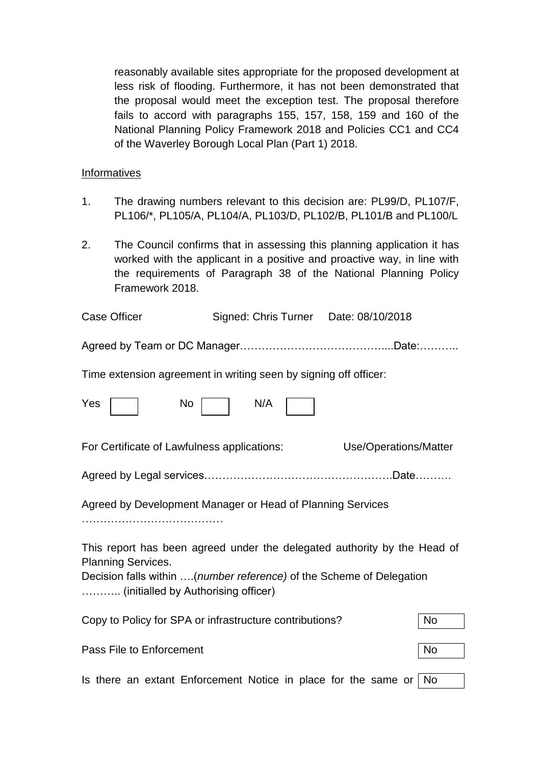reasonably available sites appropriate for the proposed development at less risk of flooding. Furthermore, it has not been demonstrated that the proposal would meet the exception test. The proposal therefore fails to accord with paragraphs 155, 157, 158, 159 and 160 of the National Planning Policy Framework 2018 and Policies CC1 and CC4 of the Waverley Borough Local Plan (Part 1) 2018.

Informatives

1. The drawing numbers relevant to this decision are: PL99/D, PL107/F, PL106/*, PL105/A, PL104/A, PL103/D, PL102/B, PL101/B and PL100/L

2. The Council confirms that in assessing this planning application it has worked with the applicant in a positive and proactive way, in line with the requirements of Paragraph 38 of the National Planning Policy Framework 2018.

Case Officer Signed: Chris Turner Date: 08/10/2018

Agreed by Team or DC Manager…………………………………....Date:………..

Time extension agreement in writing seen by signing off officer:

Yes [ ] No [ ] N/A [ ]

For Certificate of Lawfulness applications: Use/Operations/Matter

Agreed by Legal services…………………………………………….Date……….

Agreed by Development Manager or Head of Planning Services

…………………………………

This report has been agreed under the delegated authority by the Head of Planning Services.
Decision falls within ….(*number reference)* of the Scheme of Delegation
……….. (initialled by Authorising officer)

Copy to Policy for SPA or infrastructure contributions? No

Pass File to Enforcement No

Is there an extant Enforcement Notice in place for the same or No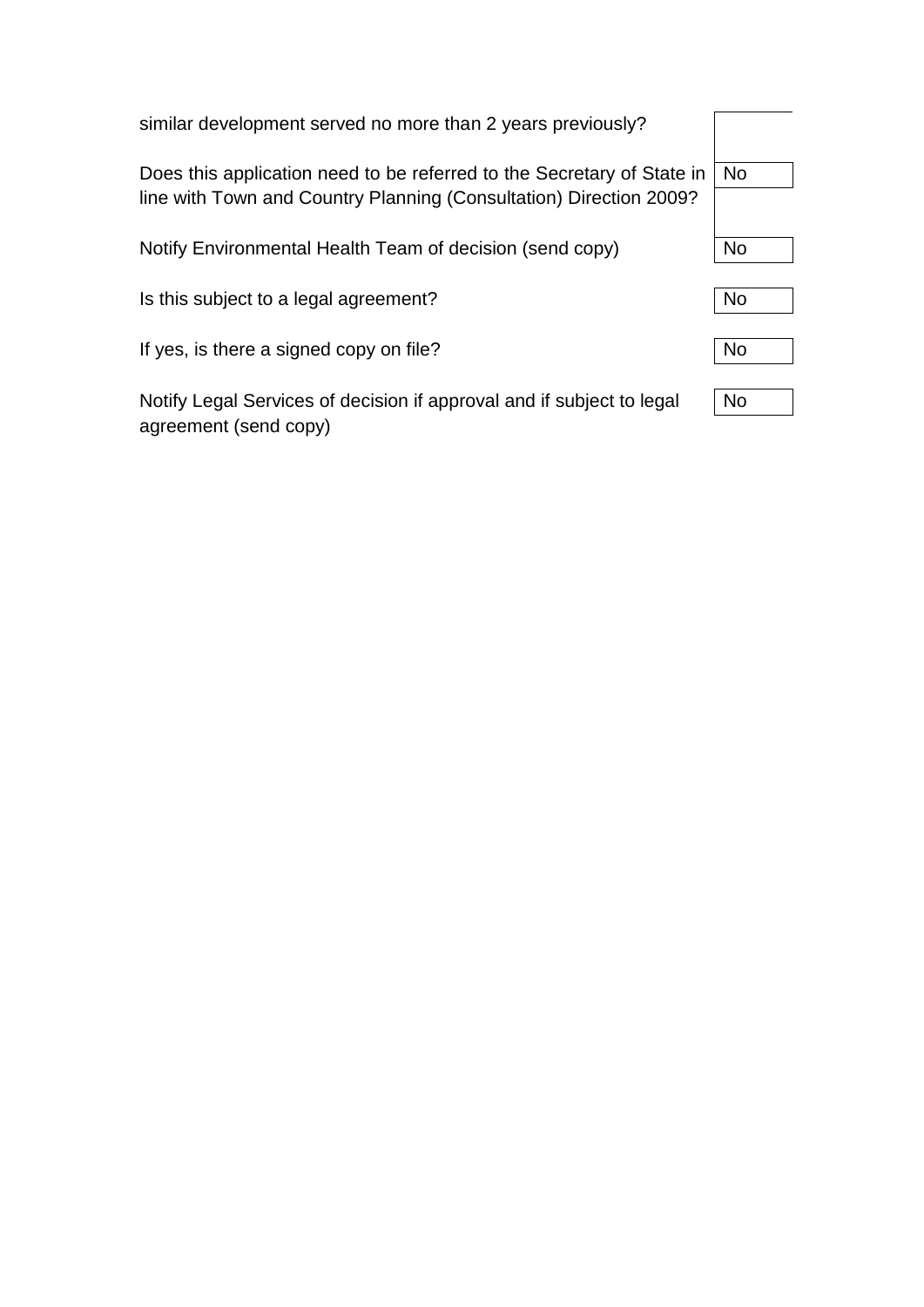| | |
|---|---|
| similar development served no more than 2 years previously? | |
| Does this application need to be referred to the Secretary of State in line with Town and Country Planning (Consultation) Direction 2009? | No |
| Notify Environmental Health Team of decision (send copy) | No |
| Is this subject to a legal agreement? | No |
| If yes, is there a signed copy on file? | No |
| Notify Legal Services of decision if approval and if subject to legal agreement (send copy) | No |